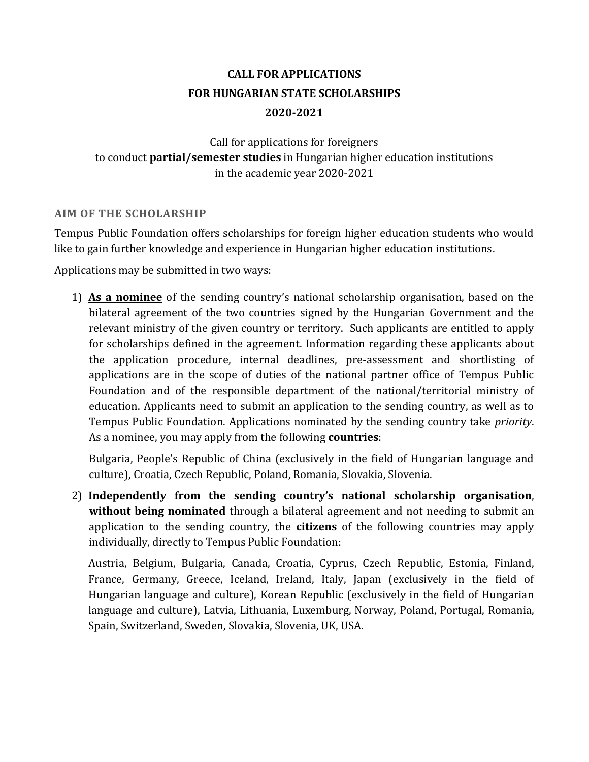# CALL FOR APPLICATIONS
# FOR HUNGARIAN STATE SCHOLARSHIPS
# 2020-2021

Call for applications for foreigners
to conduct **partial/semester studies** in Hungarian higher education institutions
in the academic year 2020-2021

## AIM OF THE SCHOLARSHIP

Tempus Public Foundation offers scholarships for foreign higher education students who would like to gain further knowledge and experience in Hungarian higher education institutions.

Applications may be submitted in two ways:

1) **<u>As a nominee</u>** of the sending country's national scholarship organisation, based on the bilateral agreement of the two countries signed by the Hungarian Government and the relevant ministry of the given country or territory. Such applicants are entitled to apply for scholarships defined in the agreement. Information regarding these applicants about the application procedure, internal deadlines, pre-assessment and shortlisting of applications are in the scope of duties of the national partner office of Tempus Public Foundation and of the responsible department of the national/territorial ministry of education. Applicants need to submit an application to the sending country, as well as to Tempus Public Foundation. Applications nominated by the sending country take *priority*. As a nominee, you may apply from the following **countries**:

   Bulgaria, People's Republic of China (exclusively in the field of Hungarian language and culture), Croatia, Czech Republic, Poland, Romania, Slovakia, Slovenia.

2) **Independently from the sending country's national scholarship organisation**, **without being nominated** through a bilateral agreement and not needing to submit an application to the sending country, the **citizens** of the following countries may apply individually, directly to Tempus Public Foundation:

   Austria, Belgium, Bulgaria, Canada, Croatia, Cyprus, Czech Republic, Estonia, Finland, France, Germany, Greece, Iceland, Ireland, Italy, Japan (exclusively in the field of Hungarian language and culture), Korean Republic (exclusively in the field of Hungarian language and culture), Latvia, Lithuania, Luxemburg, Norway, Poland, Portugal, Romania, Spain, Switzerland, Sweden, Slovakia, Slovenia, UK, USA.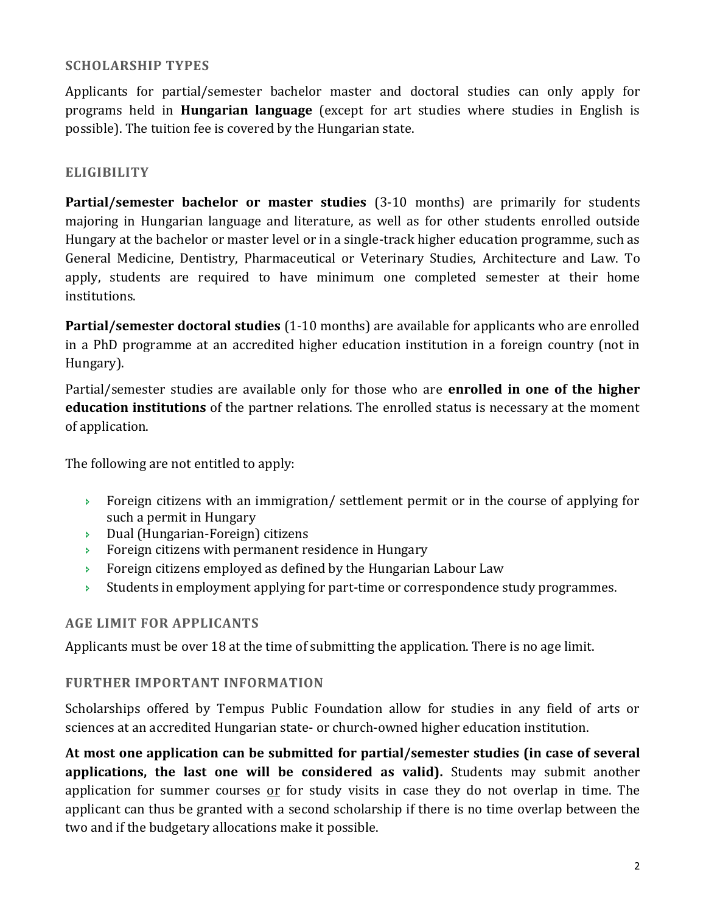## SCHOLARSHIP TYPES

Applicants for partial/semester bachelor master and doctoral studies can only apply for programs held in **Hungarian language** (except for art studies where studies in English is possible). The tuition fee is covered by the Hungarian state.

## ELIGIBILITY

**Partial/semester bachelor or master studies** (3-10 months) are primarily for students majoring in Hungarian language and literature, as well as for other students enrolled outside Hungary at the bachelor or master level or in a single-track higher education programme, such as General Medicine, Dentistry, Pharmaceutical or Veterinary Studies, Architecture and Law. To apply, students are required to have minimum one completed semester at their home institutions.

**Partial/semester doctoral studies** (1-10 months) are available for applicants who are enrolled in a PhD programme at an accredited higher education institution in a foreign country (not in Hungary).

Partial/semester studies are available only for those who are **enrolled in one of the higher education institutions** of the partner relations. The enrolled status is necessary at the moment of application.

The following are not entitled to apply:

- Foreign citizens with an immigration/ settlement permit or in the course of applying for such a permit in Hungary
- Dual (Hungarian-Foreign) citizens
- Foreign citizens with permanent residence in Hungary
- Foreign citizens employed as defined by the Hungarian Labour Law
- Students in employment applying for part-time or correspondence study programmes.

## AGE LIMIT FOR APPLICANTS

Applicants must be over 18 at the time of submitting the application. There is no age limit.

## FURTHER IMPORTANT INFORMATION

Scholarships offered by Tempus Public Foundation allow for studies in any field of arts or sciences at an accredited Hungarian state- or church-owned higher education institution.

**At most one application can be submitted for partial/semester studies (in case of several applications, the last one will be considered as valid).** Students may submit another application for summer courses or for study visits in case they do not overlap in time. The applicant can thus be granted with a second scholarship if there is no time overlap between the two and if the budgetary allocations make it possible.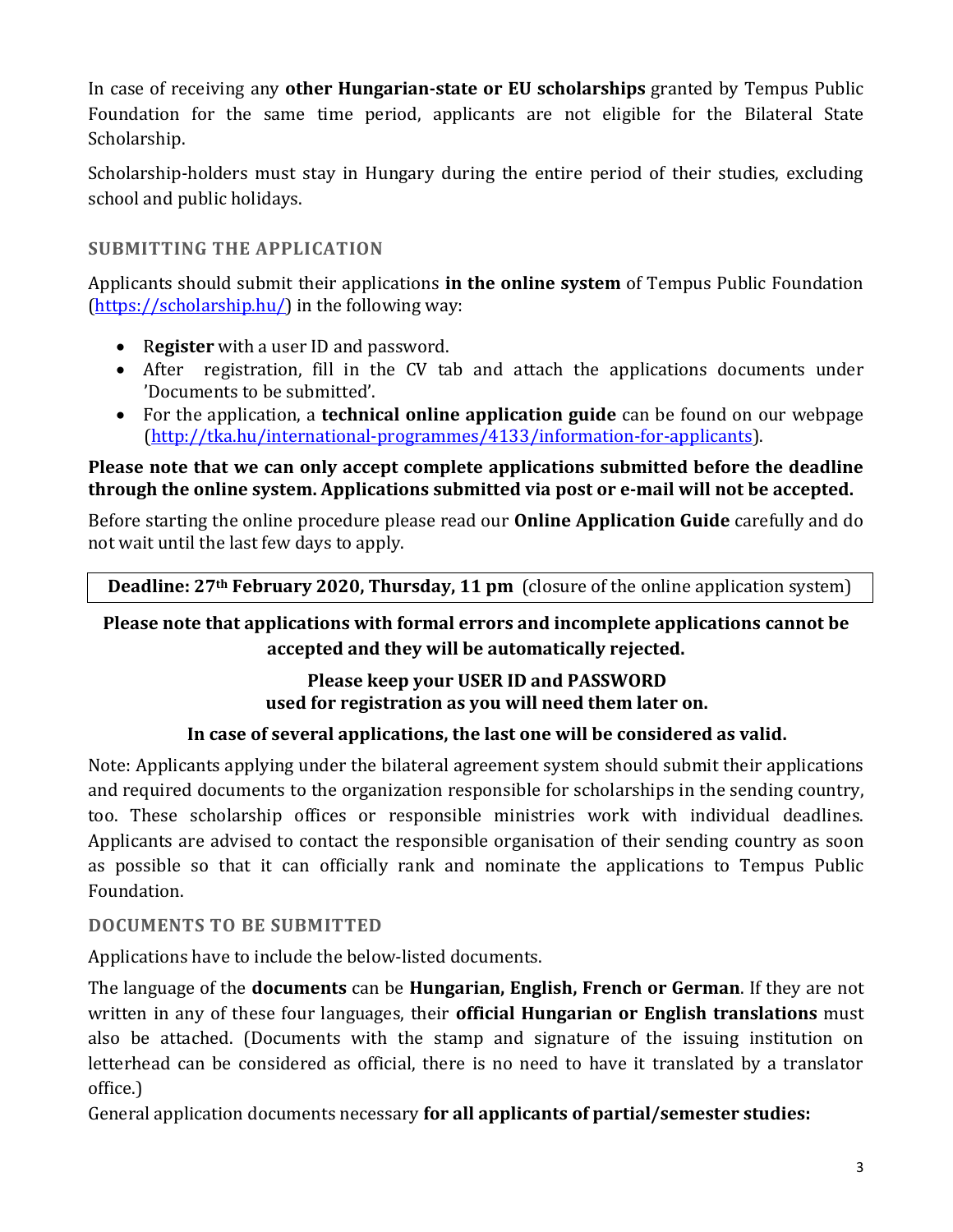In case of receiving any **other Hungarian-state or EU scholarships** granted by Tempus Public Foundation for the same time period, applicants are not eligible for the Bilateral State Scholarship.

Scholarship-holders must stay in Hungary during the entire period of their studies, excluding school and public holidays.

### SUBMITTING THE APPLICATION

Applicants should submit their applications **in the online system** of Tempus Public Foundation (https://scholarship.hu/) in the following way:

- R**egister** with a user ID and password.
- After registration, fill in the CV tab and attach the applications documents under 'Documents to be submitted'.
- For the application, a **technical online application guide** can be found on our webpage (http://tka.hu/international-programmes/4133/information-for-applicants).

**Please note that we can only accept complete applications submitted before the deadline through the online system. Applications submitted via post or e-mail will not be accepted.**

Before starting the online procedure please read our **Online Application Guide** carefully and do not wait until the last few days to apply.

**Deadline: 27th February 2020, Thursday, 11 pm** (closure of the online application system)

**Please note that applications with formal errors and incomplete applications cannot be accepted and they will be automatically rejected.**

**Please keep your USER ID and PASSWORD used for registration as you will need them later on.**

**In case of several applications, the last one will be considered as valid.**

Note: Applicants applying under the bilateral agreement system should submit their applications and required documents to the organization responsible for scholarships in the sending country, too. These scholarship offices or responsible ministries work with individual deadlines. Applicants are advised to contact the responsible organisation of their sending country as soon as possible so that it can officially rank and nominate the applications to Tempus Public Foundation.

### DOCUMENTS TO BE SUBMITTED

Applications have to include the below-listed documents.

The language of the **documents** can be **Hungarian, English, French or German**. If they are not written in any of these four languages, their **official Hungarian or English translations** must also be attached. (Documents with the stamp and signature of the issuing institution on letterhead can be considered as official, there is no need to have it translated by a translator office.)

General application documents necessary **for all applicants of partial/semester studies:**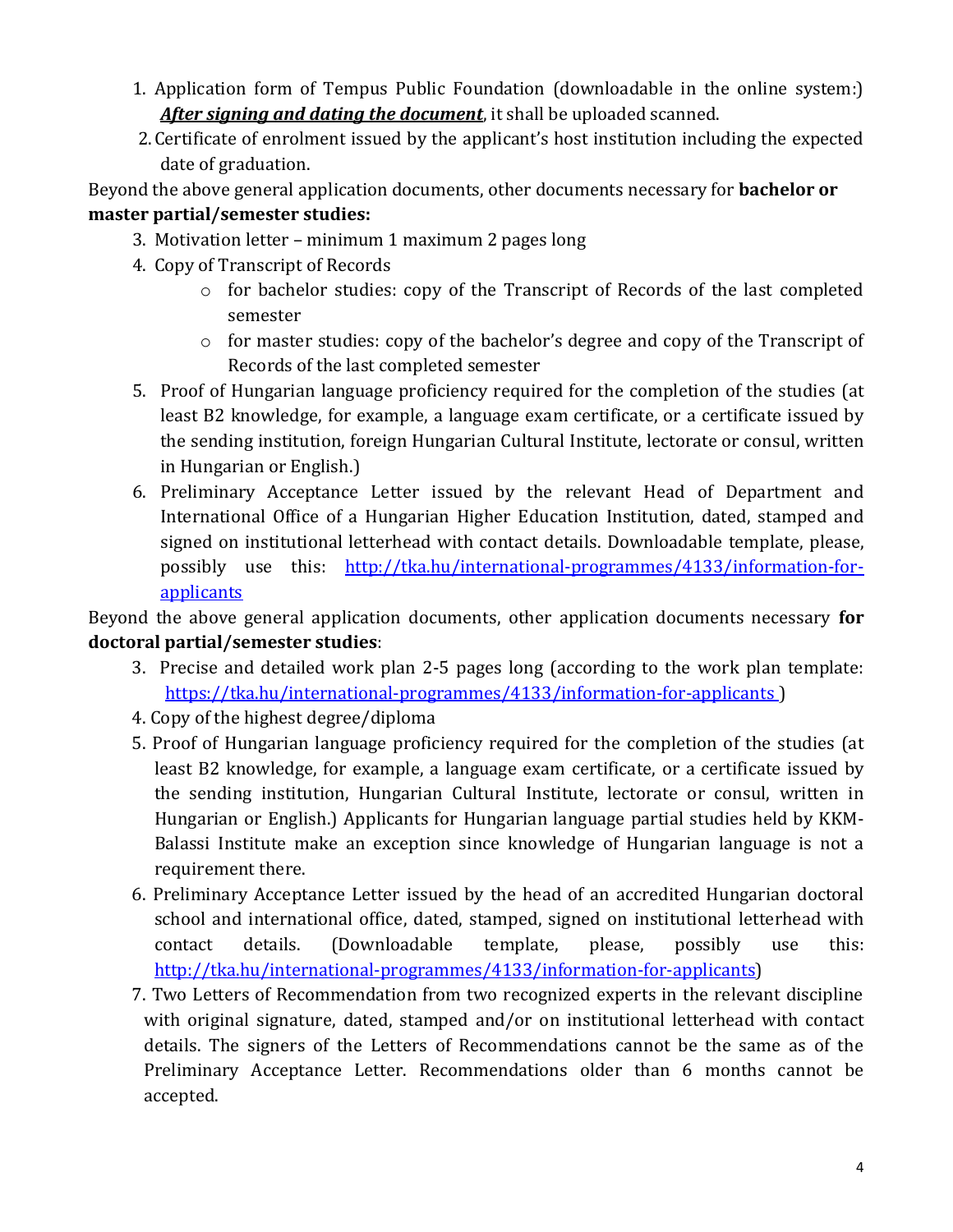1. Application form of Tempus Public Foundation (downloadable in the online system:) ***After signing and dating the document***, it shall be uploaded scanned.
2. Certificate of enrolment issued by the applicant's host institution including the expected date of graduation.

Beyond the above general application documents, other documents necessary for **bachelor or master partial/semester studies:**

3. Motivation letter – minimum 1 maximum 2 pages long
4. Copy of Transcript of Records
   - for bachelor studies: copy of the Transcript of Records of the last completed semester
   - for master studies: copy of the bachelor's degree and copy of the Transcript of Records of the last completed semester
5. Proof of Hungarian language proficiency required for the completion of the studies (at least B2 knowledge, for example, a language exam certificate, or a certificate issued by the sending institution, foreign Hungarian Cultural Institute, lectorate or consul, written in Hungarian or English.)
6. Preliminary Acceptance Letter issued by the relevant Head of Department and International Office of a Hungarian Higher Education Institution, dated, stamped and signed on institutional letterhead with contact details. Downloadable template, please, possibly use this: [http://tka.hu/international-programmes/4133/information-for-applicants](http://tka.hu/international-programmes/4133/information-for-applicants)

Beyond the above general application documents, other application documents necessary **for doctoral partial/semester studies**:

3. Precise and detailed work plan 2-5 pages long (according to the work plan template: [https://tka.hu/international-programmes/4133/information-for-applicants](https://tka.hu/international-programmes/4133/information-for-applicants) )
4. Copy of the highest degree/diploma
5. Proof of Hungarian language proficiency required for the completion of the studies (at least B2 knowledge, for example, a language exam certificate, or a certificate issued by the sending institution, Hungarian Cultural Institute, lectorate or consul, written in Hungarian or English.) Applicants for Hungarian language partial studies held by KKM-Balassi Institute make an exception since knowledge of Hungarian language is not a requirement there.
6. Preliminary Acceptance Letter issued by the head of an accredited Hungarian doctoral school and international office, dated, stamped, signed on institutional letterhead with contact details. (Downloadable template, please, possibly use this: [http://tka.hu/international-programmes/4133/information-for-applicants](http://tka.hu/international-programmes/4133/information-for-applicants))
7. Two Letters of Recommendation from two recognized experts in the relevant discipline with original signature, dated, stamped and/or on institutional letterhead with contact details. The signers of the Letters of Recommendations cannot be the same as of the Preliminary Acceptance Letter. Recommendations older than 6 months cannot be accepted.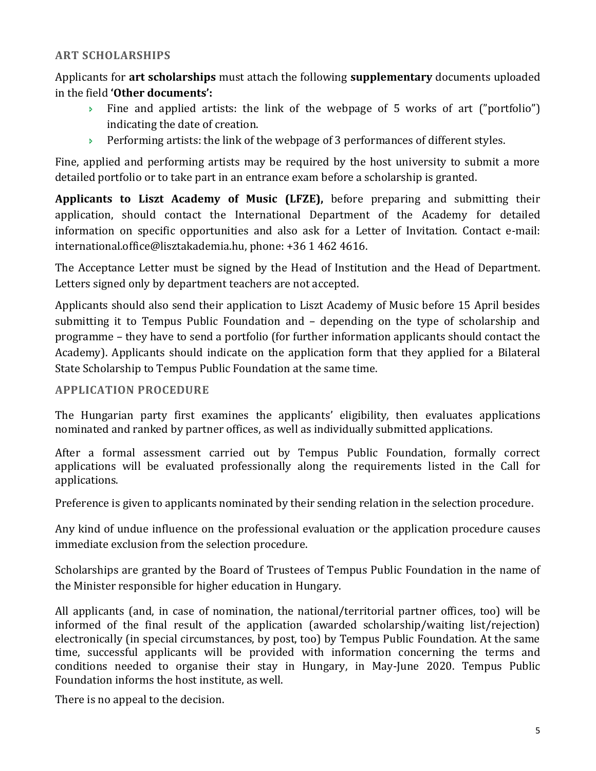### ART SCHOLARSHIPS

Applicants for **art scholarships** must attach the following **supplementary** documents uploaded in the field **'Other documents':**

- Fine and applied artists: the link of the webpage of 5 works of art ("portfolio") indicating the date of creation.
- Performing artists: the link of the webpage of 3 performances of different styles.

Fine, applied and performing artists may be required by the host university to submit a more detailed portfolio or to take part in an entrance exam before a scholarship is granted.

**Applicants to Liszt Academy of Music (LFZE),** before preparing and submitting their application, should contact the International Department of the Academy for detailed information on specific opportunities and also ask for a Letter of Invitation. Contact e-mail: international.office@lisztakademia.hu, phone: +36 1 462 4616.

The Acceptance Letter must be signed by the Head of Institution and the Head of Department. Letters signed only by department teachers are not accepted.

Applicants should also send their application to Liszt Academy of Music before 15 April besides submitting it to Tempus Public Foundation and – depending on the type of scholarship and programme – they have to send a portfolio (for further information applicants should contact the Academy). Applicants should indicate on the application form that they applied for a Bilateral State Scholarship to Tempus Public Foundation at the same time.

### APPLICATION PROCEDURE

The Hungarian party first examines the applicants' eligibility, then evaluates applications nominated and ranked by partner offices, as well as individually submitted applications.

After a formal assessment carried out by Tempus Public Foundation, formally correct applications will be evaluated professionally along the requirements listed in the Call for applications.

Preference is given to applicants nominated by their sending relation in the selection procedure.

Any kind of undue influence on the professional evaluation or the application procedure causes immediate exclusion from the selection procedure.

Scholarships are granted by the Board of Trustees of Tempus Public Foundation in the name of the Minister responsible for higher education in Hungary.

All applicants (and, in case of nomination, the national/territorial partner offices, too) will be informed of the final result of the application (awarded scholarship/waiting list/rejection) electronically (in special circumstances, by post, too) by Tempus Public Foundation. At the same time, successful applicants will be provided with information concerning the terms and conditions needed to organise their stay in Hungary, in May-June 2020. Tempus Public Foundation informs the host institute, as well.

There is no appeal to the decision.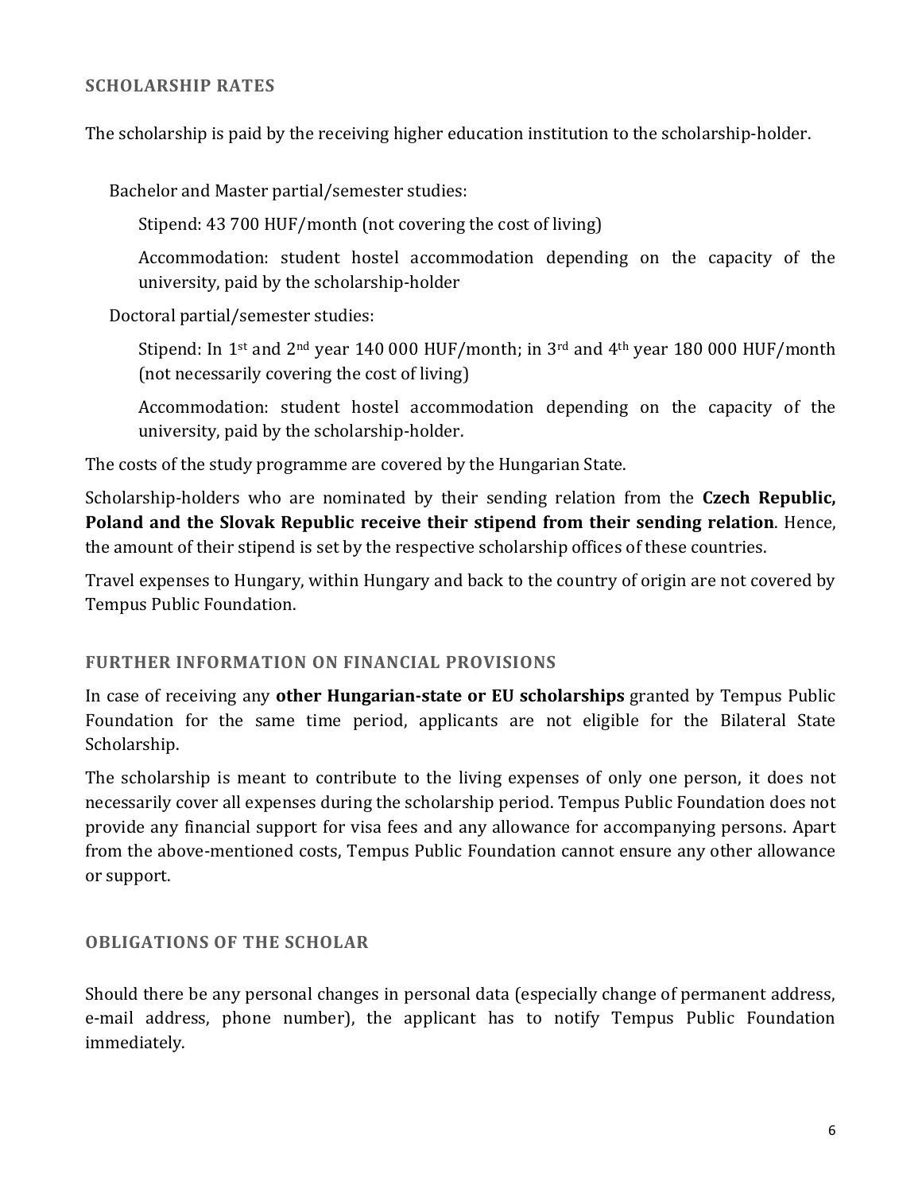## SCHOLARSHIP RATES

The scholarship is paid by the receiving higher education institution to the scholarship-holder.

Bachelor and Master partial/semester studies:

Stipend: 43 700 HUF/month (not covering the cost of living)

Accommodation: student hostel accommodation depending on the capacity of the university, paid by the scholarship-holder

Doctoral partial/semester studies:

Stipend: In 1st and 2nd year 140 000 HUF/month; in 3rd and 4th year 180 000 HUF/month (not necessarily covering the cost of living)

Accommodation: student hostel accommodation depending on the capacity of the university, paid by the scholarship-holder.

The costs of the study programme are covered by the Hungarian State.

Scholarship-holders who are nominated by their sending relation from the **Czech Republic, Poland and the Slovak Republic receive their stipend from their sending relation**. Hence, the amount of their stipend is set by the respective scholarship offices of these countries.

Travel expenses to Hungary, within Hungary and back to the country of origin are not covered by Tempus Public Foundation.

## FURTHER INFORMATION ON FINANCIAL PROVISIONS

In case of receiving any **other Hungarian-state or EU scholarships** granted by Tempus Public Foundation for the same time period, applicants are not eligible for the Bilateral State Scholarship.

The scholarship is meant to contribute to the living expenses of only one person, it does not necessarily cover all expenses during the scholarship period. Tempus Public Foundation does not provide any financial support for visa fees and any allowance for accompanying persons. Apart from the above-mentioned costs, Tempus Public Foundation cannot ensure any other allowance or support.

## OBLIGATIONS OF THE SCHOLAR

Should there be any personal changes in personal data (especially change of permanent address, e-mail address, phone number), the applicant has to notify Tempus Public Foundation immediately.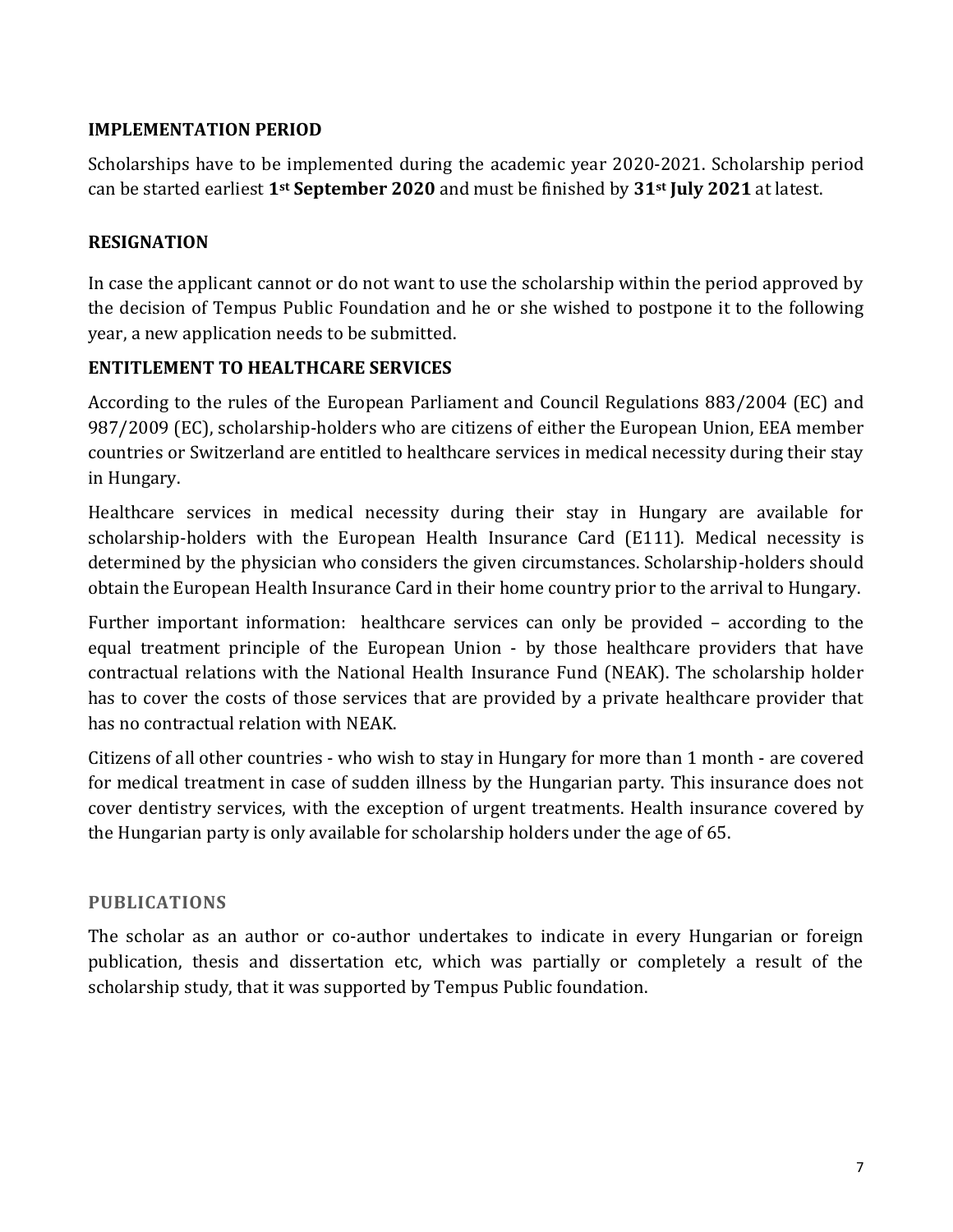## IMPLEMENTATION PERIOD

Scholarships have to be implemented during the academic year 2020-2021. Scholarship period can be started earliest **1st September 2020** and must be finished by **31st July 2021** at latest.

## RESIGNATION

In case the applicant cannot or do not want to use the scholarship within the period approved by the decision of Tempus Public Foundation and he or she wished to postpone it to the following year, a new application needs to be submitted.

## ENTITLEMENT TO HEALTHCARE SERVICES

According to the rules of the European Parliament and Council Regulations 883/2004 (EC) and 987/2009 (EC), scholarship-holders who are citizens of either the European Union, EEA member countries or Switzerland are entitled to healthcare services in medical necessity during their stay in Hungary.

Healthcare services in medical necessity during their stay in Hungary are available for scholarship-holders with the European Health Insurance Card (E111). Medical necessity is determined by the physician who considers the given circumstances. Scholarship-holders should obtain the European Health Insurance Card in their home country prior to the arrival to Hungary.

Further important information: healthcare services can only be provided – according to the equal treatment principle of the European Union - by those healthcare providers that have contractual relations with the National Health Insurance Fund (NEAK). The scholarship holder has to cover the costs of those services that are provided by a private healthcare provider that has no contractual relation with NEAK.

Citizens of all other countries - who wish to stay in Hungary for more than 1 month - are covered for medical treatment in case of sudden illness by the Hungarian party. This insurance does not cover dentistry services, with the exception of urgent treatments. Health insurance covered by the Hungarian party is only available for scholarship holders under the age of 65.

## PUBLICATIONS

The scholar as an author or co-author undertakes to indicate in every Hungarian or foreign publication, thesis and dissertation etc, which was partially or completely a result of the scholarship study, that it was supported by Tempus Public foundation.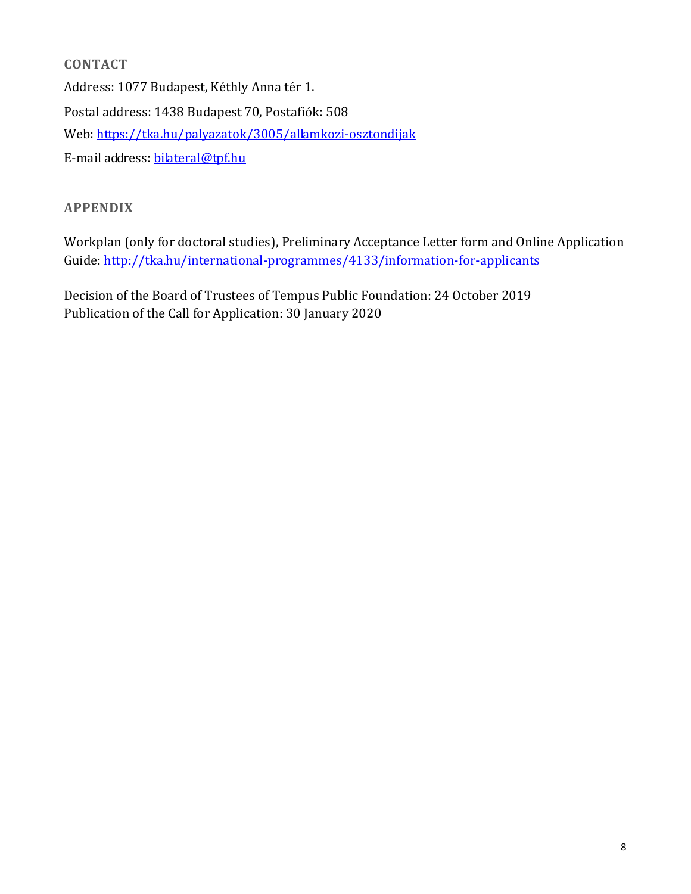## CONTACT

Address: 1077 Budapest, Kéthly Anna tér 1.

Postal address: 1438 Budapest 70, Postafiók: 508

Web: https://tka.hu/palyazatok/3005/allamkozi-osztondijak

E-mail address: bilateral@tpf.hu

## APPENDIX

Workplan (only for doctoral studies), Preliminary Acceptance Letter form and Online Application Guide: http://tka.hu/international-programmes/4133/information-for-applicants

Decision of the Board of Trustees of Tempus Public Foundation: 24 October 2019
Publication of the Call for Application: 30 January 2020